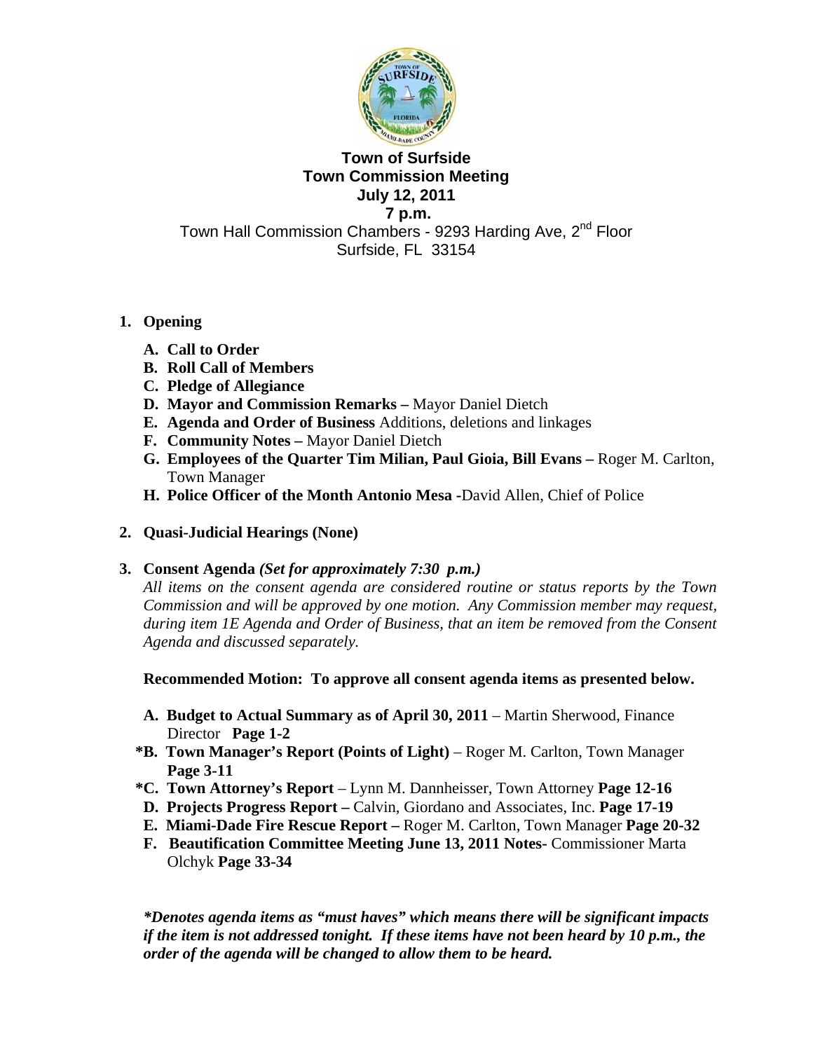# Town of Surfside
## Town Commission Meeting
## July 12, 2011
## 7 p.m.

Town Hall Commission Chambers - 9293 Harding Ave, 2nd Floor
Surfside, FL 33154

1. **Opening**
   - **A. Call to Order**
   - **B. Roll Call of Members**
   - **C. Pledge of Allegiance**
   - **D. Mayor and Commission Remarks –** Mayor Daniel Dietch
   - **E. Agenda and Order of Business** Additions, deletions and linkages
   - **F. Community Notes –** Mayor Daniel Dietch
   - **G. Employees of the Quarter Tim Milian, Paul Gioia, Bill Evans –** Roger M. Carlton, Town Manager
   - **H. Police Officer of the Month Antonio Mesa -**David Allen, Chief of Police

2. **Quasi-Judicial Hearings (None)**

3. **Consent Agenda** ***(Set for approximately 7:30 p.m.)***

   *All items on the consent agenda are considered routine or status reports by the Town Commission and will be approved by one motion. Any Commission member may request, during item 1E Agenda and Order of Business, that an item be removed from the Consent Agenda and discussed separately.*

   **Recommended Motion: To approve all consent agenda items as presented below.**

   - **A. Budget to Actual Summary as of April 30, 2011** – Martin Sherwood, Finance Director **Page 1-2**
   - **\*B. Town Manager's Report (Points of Light)** – Roger M. Carlton, Town Manager **Page 3-11**
   - **\*C. Town Attorney's Report** – Lynn M. Dannheisser, Town Attorney **Page 12-16**
   - **D. Projects Progress Report –** Calvin, Giordano and Associates, Inc. **Page 17-19**
   - **E. Miami-Dade Fire Rescue Report –** Roger M. Carlton, Town Manager **Page 20-32**
   - **F. Beautification Committee Meeting June 13, 2011 Notes-** Commissioner Marta Olchyk **Page 33-34**

   ***\*Denotes agenda items as "must haves" which means there will be significant impacts if the item is not addressed tonight. If these items have not been heard by 10 p.m., the order of the agenda will be changed to allow them to be heard.***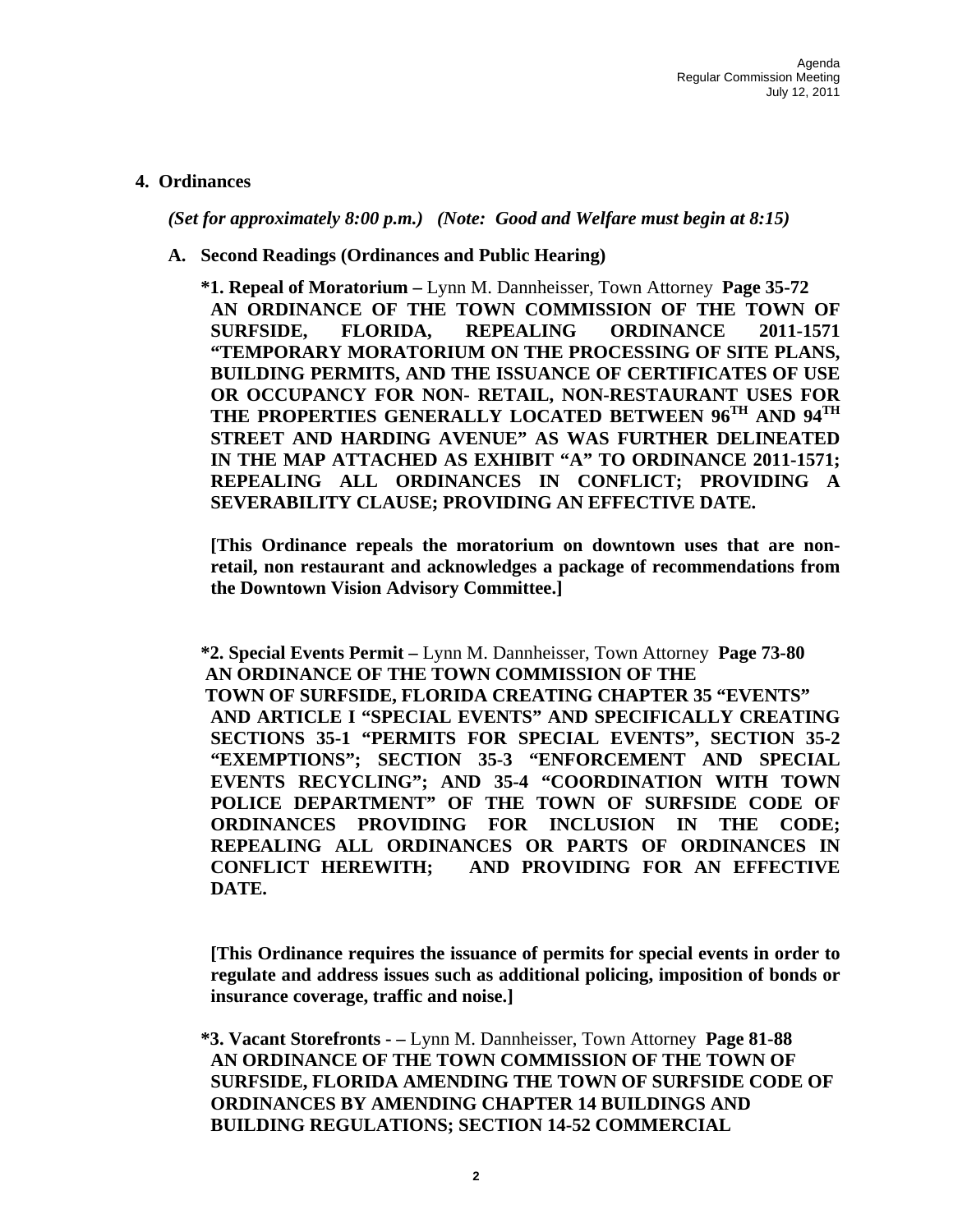## 4. Ordinances

*(Set for approximately 8:00 p.m.) (Note: Good and Welfare must begin at 8:15)*

### A. Second Readings (Ordinances and Public Hearing)

**\*1. Repeal of Moratorium –** Lynn M. Dannheisser, Town Attorney **Page 35-72**
**AN ORDINANCE OF THE TOWN COMMISSION OF THE TOWN OF SURFSIDE, FLORIDA, REPEALING ORDINANCE 2011-1571 "TEMPORARY MORATORIUM ON THE PROCESSING OF SITE PLANS, BUILDING PERMITS, AND THE ISSUANCE OF CERTIFICATES OF USE OR OCCUPANCY FOR NON- RETAIL, NON-RESTAURANT USES FOR THE PROPERTIES GENERALLY LOCATED BETWEEN 96TH AND 94TH STREET AND HARDING AVENUE" AS WAS FURTHER DELINEATED IN THE MAP ATTACHED AS EXHIBIT "A" TO ORDINANCE 2011-1571; REPEALING ALL ORDINANCES IN CONFLICT; PROVIDING A SEVERABILITY CLAUSE; PROVIDING AN EFFECTIVE DATE.**

**[This Ordinance repeals the moratorium on downtown uses that are non-retail, non restaurant and acknowledges a package of recommendations from the Downtown Vision Advisory Committee.]**

**\*2. Special Events Permit –** Lynn M. Dannheisser, Town Attorney **Page 73-80**
**AN ORDINANCE OF THE TOWN COMMISSION OF THE TOWN OF SURFSIDE, FLORIDA CREATING CHAPTER 35 "EVENTS" AND ARTICLE I "SPECIAL EVENTS" AND SPECIFICALLY CREATING SECTIONS 35-1 "PERMITS FOR SPECIAL EVENTS", SECTION 35-2 "EXEMPTIONS"; SECTION 35-3 "ENFORCEMENT AND SPECIAL EVENTS RECYCLING"; AND 35-4 "COORDINATION WITH TOWN POLICE DEPARTMENT" OF THE TOWN OF SURFSIDE CODE OF ORDINANCES PROVIDING FOR INCLUSION IN THE CODE; REPEALING ALL ORDINANCES OR PARTS OF ORDINANCES IN CONFLICT HEREWITH; AND PROVIDING FOR AN EFFECTIVE DATE.**

**[This Ordinance requires the issuance of permits for special events in order to regulate and address issues such as additional policing, imposition of bonds or insurance coverage, traffic and noise.]**

**\*3. Vacant Storefronts - –** Lynn M. Dannheisser, Town Attorney **Page 81-88**
**AN ORDINANCE OF THE TOWN COMMISSION OF THE TOWN OF SURFSIDE, FLORIDA AMENDING THE TOWN OF SURFSIDE CODE OF ORDINANCES BY AMENDING CHAPTER 14 BUILDINGS AND BUILDING REGULATIONS; SECTION 14-52 COMMERCIAL**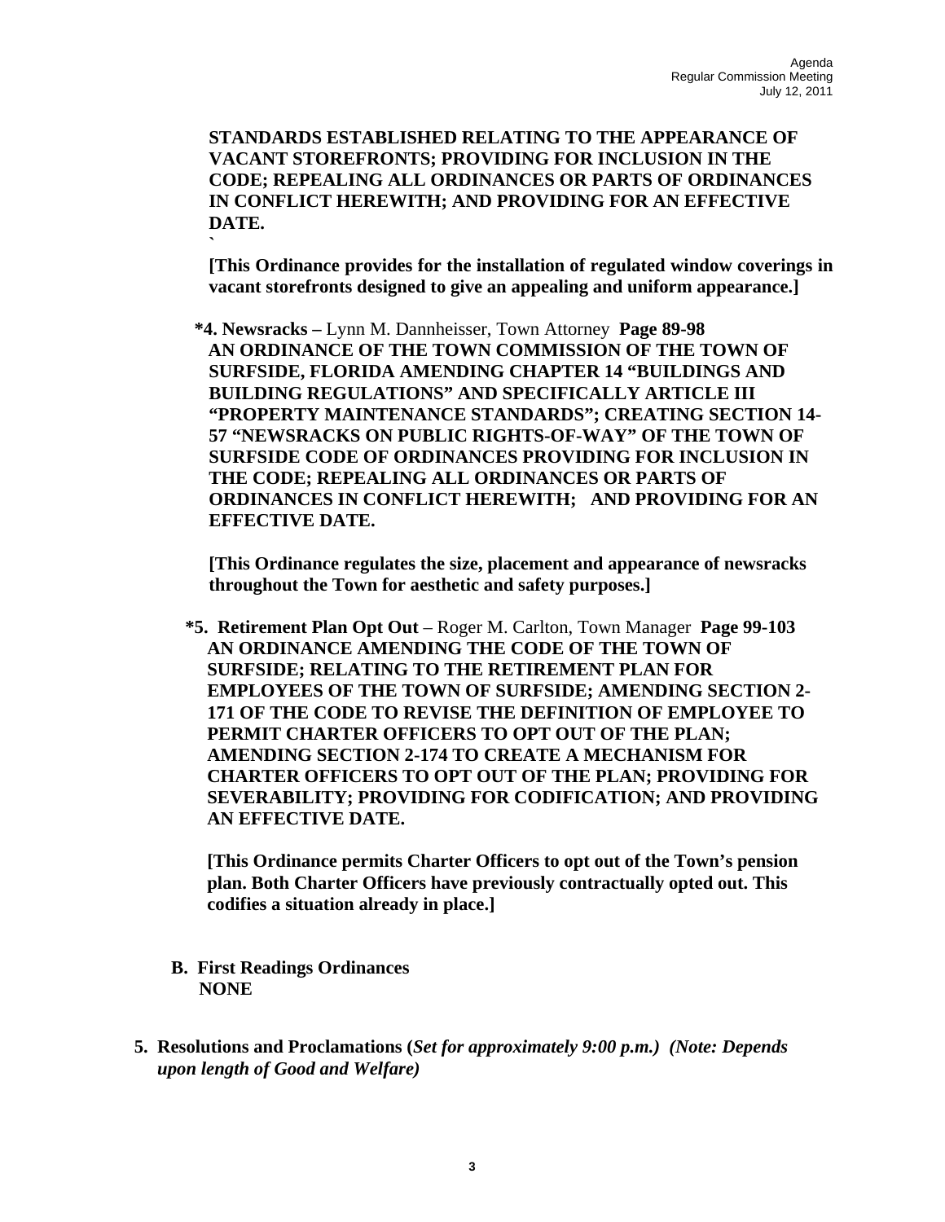**STANDARDS ESTABLISHED RELATING TO THE APPEARANCE OF VACANT STOREFRONTS; PROVIDING FOR INCLUSION IN THE CODE; REPEALING ALL ORDINANCES OR PARTS OF ORDINANCES IN CONFLICT HEREWITH; AND PROVIDING FOR AN EFFECTIVE DATE.**
`

**[This Ordinance provides for the installation of regulated window coverings in vacant storefronts designed to give an appealing and uniform appearance.]**

**\*4. Newsracks –** Lynn M. Dannheisser, Town Attorney **Page 89-98**
**AN ORDINANCE OF THE TOWN COMMISSION OF THE TOWN OF SURFSIDE, FLORIDA AMENDING CHAPTER 14 "BUILDINGS AND BUILDING REGULATIONS" AND SPECIFICALLY ARTICLE III "PROPERTY MAINTENANCE STANDARDS"; CREATING SECTION 14-57 "NEWSRACKS ON PUBLIC RIGHTS-OF-WAY" OF THE TOWN OF SURFSIDE CODE OF ORDINANCES PROVIDING FOR INCLUSION IN THE CODE; REPEALING ALL ORDINANCES OR PARTS OF ORDINANCES IN CONFLICT HEREWITH; AND PROVIDING FOR AN EFFECTIVE DATE.**

**[This Ordinance regulates the size, placement and appearance of newsracks throughout the Town for aesthetic and safety purposes.]**

**\*5. Retirement Plan Opt Out** – Roger M. Carlton, Town Manager **Page 99-103**
**AN ORDINANCE AMENDING THE CODE OF THE TOWN OF SURFSIDE; RELATING TO THE RETIREMENT PLAN FOR EMPLOYEES OF THE TOWN OF SURFSIDE; AMENDING SECTION 2-171 OF THE CODE TO REVISE THE DEFINITION OF EMPLOYEE TO PERMIT CHARTER OFFICERS TO OPT OUT OF THE PLAN; AMENDING SECTION 2-174 TO CREATE A MECHANISM FOR CHARTER OFFICERS TO OPT OUT OF THE PLAN; PROVIDING FOR SEVERABILITY; PROVIDING FOR CODIFICATION; AND PROVIDING AN EFFECTIVE DATE.**

**[This Ordinance permits Charter Officers to opt out of the Town's pension plan. Both Charter Officers have previously contractually opted out. This codifies a situation already in place.]**

**B. First Readings Ordinances**
**NONE**

**5. Resolutions and Proclamations (*Set for approximately 9:00 p.m.) (Note: Depends upon length of Good and Welfare)***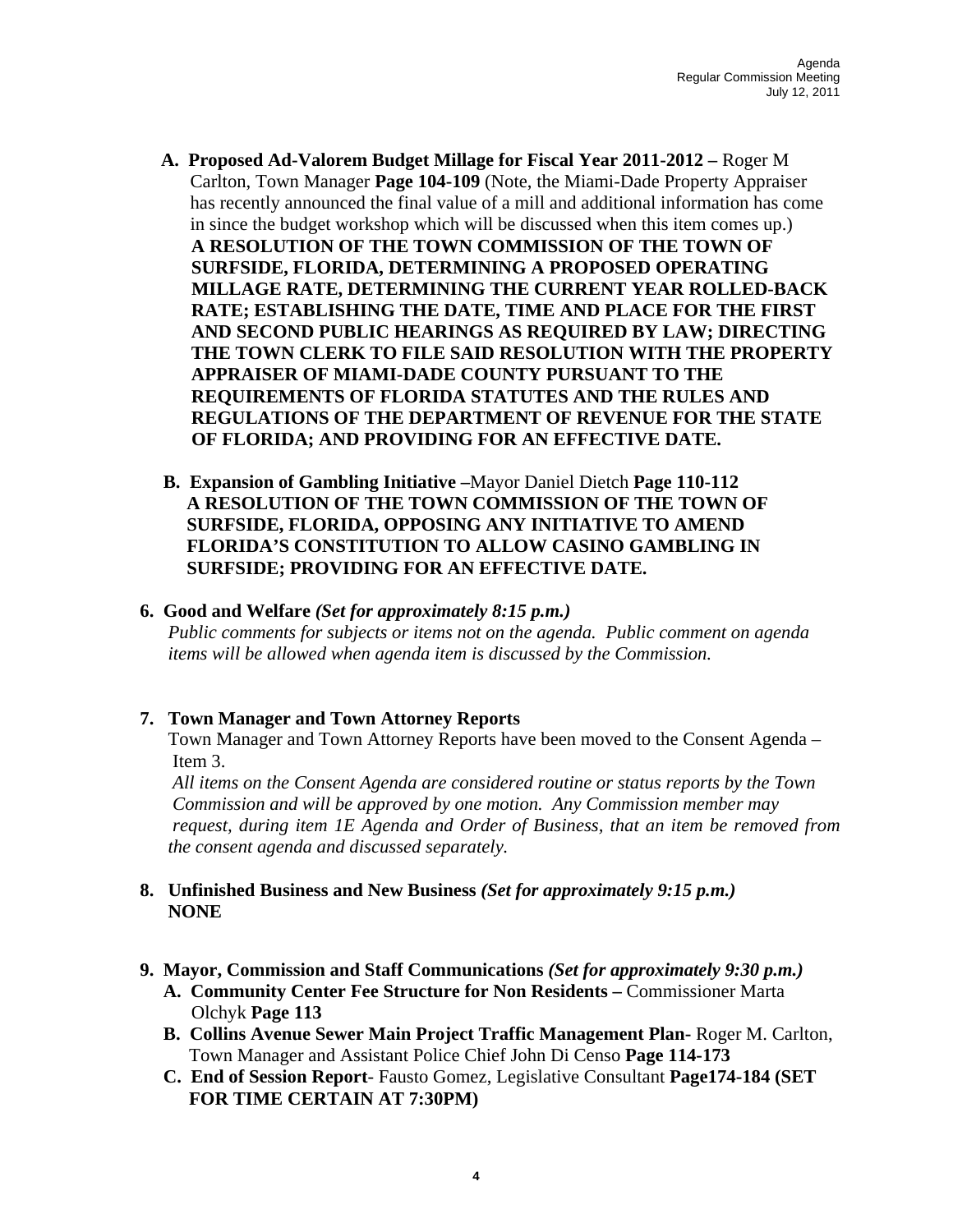**A. Proposed Ad-Valorem Budget Millage for Fiscal Year 2011-2012 –** Roger M Carlton, Town Manager **Page 104-109** (Note, the Miami-Dade Property Appraiser has recently announced the final value of a mill and additional information has come in since the budget workshop which will be discussed when this item comes up.)
**A RESOLUTION OF THE TOWN COMMISSION OF THE TOWN OF SURFSIDE, FLORIDA, DETERMINING A PROPOSED OPERATING MILLAGE RATE, DETERMINING THE CURRENT YEAR ROLLED-BACK RATE; ESTABLISHING THE DATE, TIME AND PLACE FOR THE FIRST AND SECOND PUBLIC HEARINGS AS REQUIRED BY LAW; DIRECTING THE TOWN CLERK TO FILE SAID RESOLUTION WITH THE PROPERTY APPRAISER OF MIAMI-DADE COUNTY PURSUANT TO THE REQUIREMENTS OF FLORIDA STATUTES AND THE RULES AND REGULATIONS OF THE DEPARTMENT OF REVENUE FOR THE STATE OF FLORIDA; AND PROVIDING FOR AN EFFECTIVE DATE.**

**B. Expansion of Gambling Initiative –**Mayor Daniel Dietch **Page 110-112**
**A RESOLUTION OF THE TOWN COMMISSION OF THE TOWN OF SURFSIDE, FLORIDA, OPPOSING ANY INITIATIVE TO AMEND FLORIDA'S CONSTITUTION TO ALLOW CASINO GAMBLING IN SURFSIDE; PROVIDING FOR AN EFFECTIVE DATE.**

**6. Good and Welfare** *(Set for approximately 8:15 p.m.)*
*Public comments for subjects or items not on the agenda. Public comment on agenda items will be allowed when agenda item is discussed by the Commission.*

**7. Town Manager and Town Attorney Reports**
Town Manager and Town Attorney Reports have been moved to the Consent Agenda – Item 3.
*All items on the Consent Agenda are considered routine or status reports by the Town Commission and will be approved by one motion. Any Commission member may request, during item 1E Agenda and Order of Business, that an item be removed from the consent agenda and discussed separately.*

**8. Unfinished Business and New Business** *(Set for approximately 9:15 p.m.)*
**NONE**

**9. Mayor, Commission and Staff Communications** *(Set for approximately 9:30 p.m.)*

**A. Community Center Fee Structure for Non Residents –** Commissioner Marta Olchyk **Page 113**

**B. Collins Avenue Sewer Main Project Traffic Management Plan-** Roger M. Carlton, Town Manager and Assistant Police Chief John Di Censo **Page 114-173**

**C. End of Session Report**- Fausto Gomez, Legislative Consultant **Page174-184 (SET FOR TIME CERTAIN AT 7:30PM)**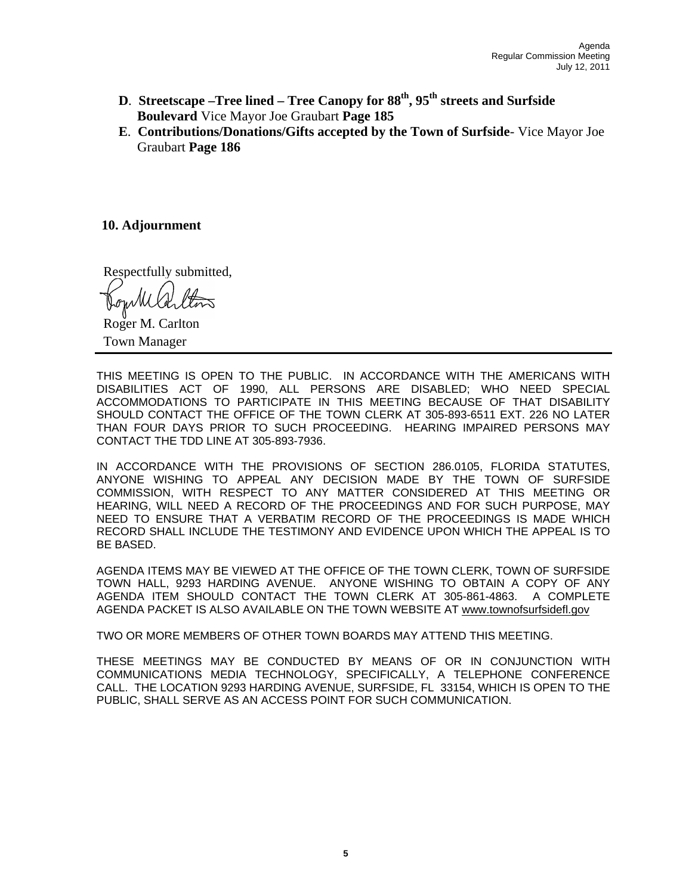**D**. **Streetscape –Tree lined – Tree Canopy for 88th, 95th streets and Surfside Boulevard** Vice Mayor Joe Graubart **Page 185**

**E**. **Contributions/Donations/Gifts accepted by the Town of Surfside**- Vice Mayor Joe Graubart **Page 186**

## 10. Adjournment

Respectfully submitted,

Roger M. Carlton
Town Manager

---

THIS MEETING IS OPEN TO THE PUBLIC. IN ACCORDANCE WITH THE AMERICANS WITH DISABILITIES ACT OF 1990, ALL PERSONS ARE DISABLED; WHO NEED SPECIAL ACCOMMODATIONS TO PARTICIPATE IN THIS MEETING BECAUSE OF THAT DISABILITY SHOULD CONTACT THE OFFICE OF THE TOWN CLERK AT 305-893-6511 EXT. 226 NO LATER THAN FOUR DAYS PRIOR TO SUCH PROCEEDING. HEARING IMPAIRED PERSONS MAY CONTACT THE TDD LINE AT 305-893-7936.

IN ACCORDANCE WITH THE PROVISIONS OF SECTION 286.0105, FLORIDA STATUTES, ANYONE WISHING TO APPEAL ANY DECISION MADE BY THE TOWN OF SURFSIDE COMMISSION, WITH RESPECT TO ANY MATTER CONSIDERED AT THIS MEETING OR HEARING, WILL NEED A RECORD OF THE PROCEEDINGS AND FOR SUCH PURPOSE, MAY NEED TO ENSURE THAT A VERBATIM RECORD OF THE PROCEEDINGS IS MADE WHICH RECORD SHALL INCLUDE THE TESTIMONY AND EVIDENCE UPON WHICH THE APPEAL IS TO BE BASED.

AGENDA ITEMS MAY BE VIEWED AT THE OFFICE OF THE TOWN CLERK, TOWN OF SURFSIDE TOWN HALL, 9293 HARDING AVENUE. ANYONE WISHING TO OBTAIN A COPY OF ANY AGENDA ITEM SHOULD CONTACT THE TOWN CLERK AT 305-861-4863. A COMPLETE AGENDA PACKET IS ALSO AVAILABLE ON THE TOWN WEBSITE AT www.townofsurfsidefl.gov

TWO OR MORE MEMBERS OF OTHER TOWN BOARDS MAY ATTEND THIS MEETING.

THESE MEETINGS MAY BE CONDUCTED BY MEANS OF OR IN CONJUNCTION WITH COMMUNICATIONS MEDIA TECHNOLOGY, SPECIFICALLY, A TELEPHONE CONFERENCE CALL. THE LOCATION 9293 HARDING AVENUE, SURFSIDE, FL 33154, WHICH IS OPEN TO THE PUBLIC, SHALL SERVE AS AN ACCESS POINT FOR SUCH COMMUNICATION.